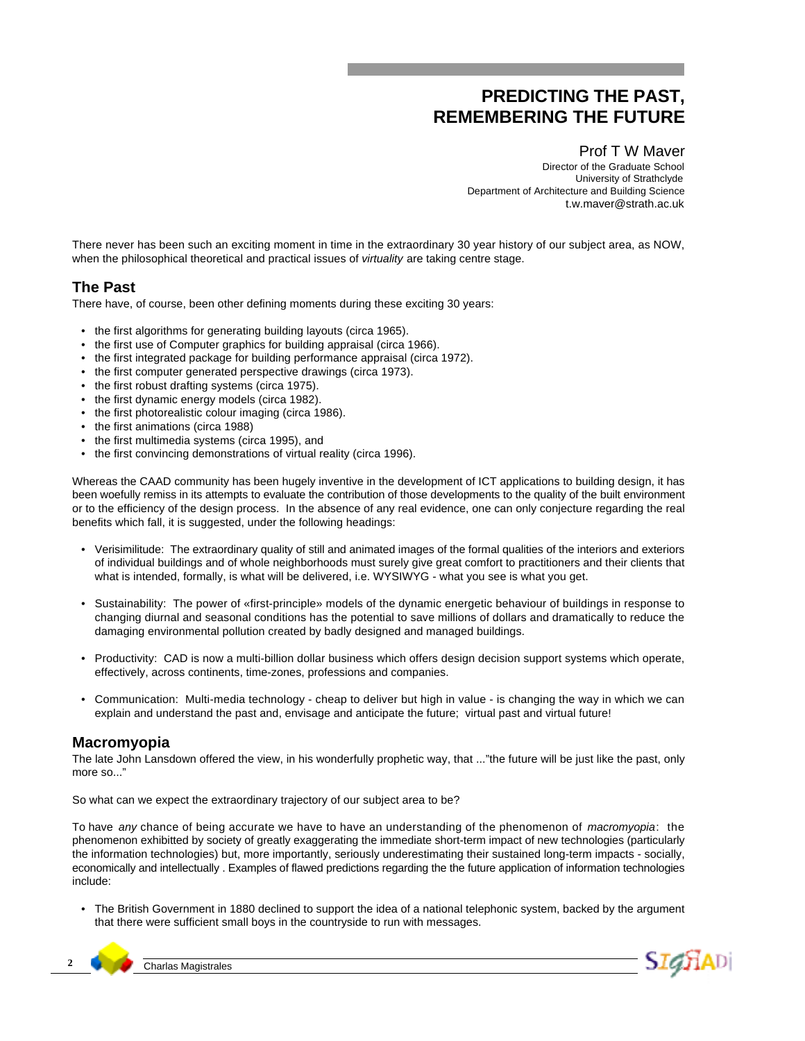# PREDICTING THE PAST, REMEMBERING THE FUTURE

Prof T W Maver

Director of the Graduate School
University of Strathclyde
Department of Architecture and Building Science
t.w.maver@strath.ac.uk

There never has been such an exciting moment in time in the extraordinary 30 year history of our subject area, as NOW, when the philosophical theoretical and practical issues of *virtuality* are taking centre stage.

## The Past

There have, of course, been other defining moments during these exciting 30 years:

- the first algorithms for generating building layouts (circa 1965).
- the first use of Computer graphics for building appraisal (circa 1966).
- the first integrated package for building performance appraisal (circa 1972).
- the first computer generated perspective drawings (circa 1973).
- the first robust drafting systems (circa 1975).
- the first dynamic energy models (circa 1982).
- the first photorealistic colour imaging (circa 1986).
- the first animations (circa 1988)
- the first multimedia systems (circa 1995), and
- the first convincing demonstrations of virtual reality (circa 1996).

Whereas the CAAD community has been hugely inventive in the development of ICT applications to building design, it has been woefully remiss in its attempts to evaluate the contribution of those developments to the quality of the built environment or to the efficiency of the design process. In the absence of any real evidence, one can only conjecture regarding the real benefits which fall, it is suggested, under the following headings:

- Verisimilitude: The extraordinary quality of still and animated images of the formal qualities of the interiors and exteriors of individual buildings and of whole neighborhoods must surely give great comfort to practitioners and their clients that what is intended, formally, is what will be delivered, i.e. WYSIWYG - what you see is what you get.

- Sustainability: The power of «first-principle» models of the dynamic energetic behaviour of buildings in response to changing diurnal and seasonal conditions has the potential to save millions of dollars and dramatically to reduce the damaging environmental pollution created by badly designed and managed buildings.

- Productivity: CAD is now a multi-billion dollar business which offers design decision support systems which operate, effectively, across continents, time-zones, professions and companies.

- Communication: Multi-media technology - cheap to deliver but high in value - is changing the way in which we can explain and understand the past and, envisage and anticipate the future; virtual past and virtual future!

## Macromyopia

The late John Lansdown offered the view, in his wonderfully prophetic way, that ..."the future will be just like the past, only more so..."

So what can we expect the extraordinary trajectory of our subject area to be?

To have *any* chance of being accurate we have to have an understanding of the phenomenon of *macromyopia*: the phenomenon exhibitted by society of greatly exaggerating the immediate short-term impact of new technologies (particularly the information technologies) but, more importantly, seriously underestimating their sustained long-term impacts - socially, economically and intellectually . Examples of flawed predictions regarding the the future application of information technologies include:

- The British Government in 1880 declined to support the idea of a national telephonic system, backed by the argument that there were sufficient small boys in the countryside to run with messages.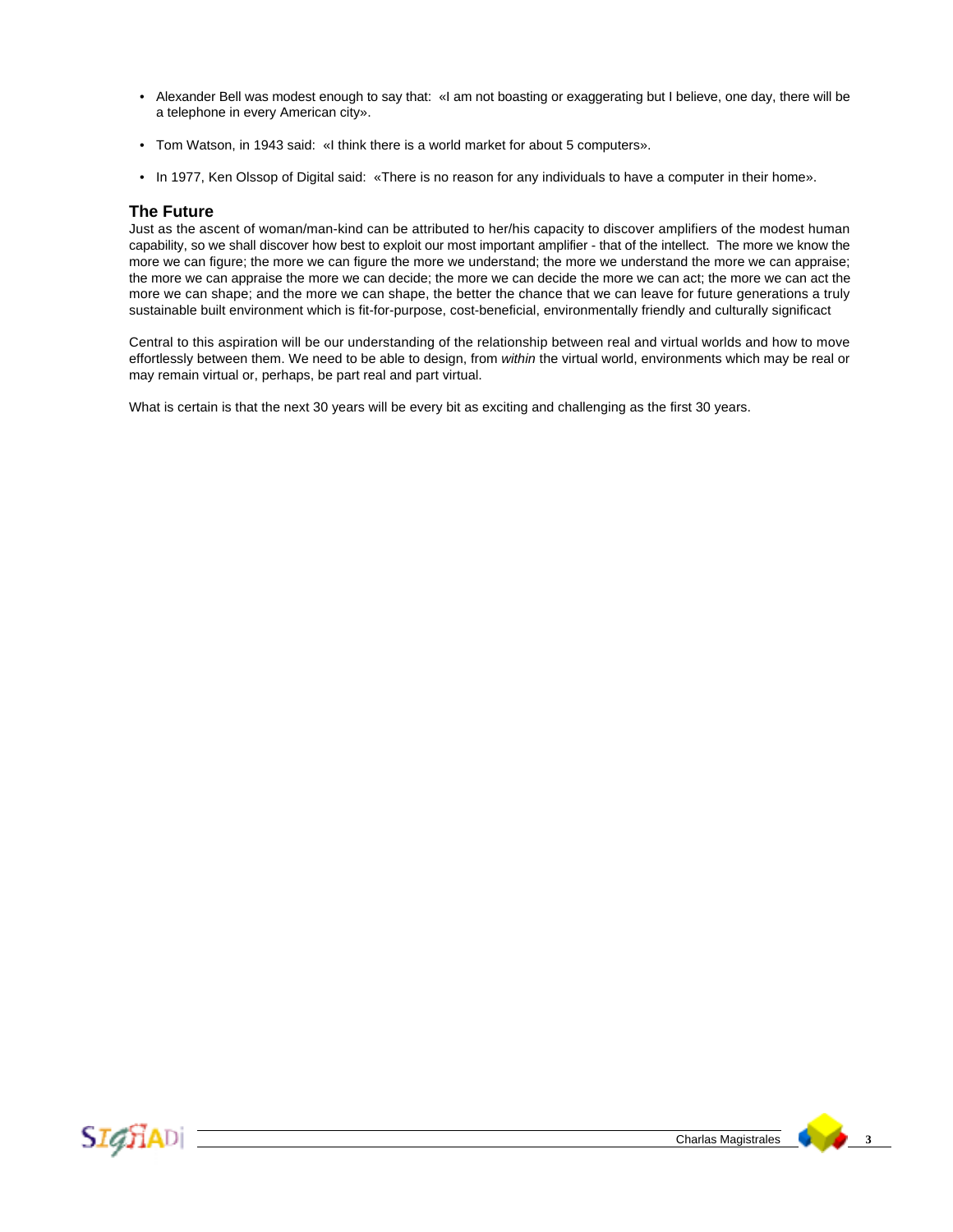- Alexander Bell was modest enough to say that: «I am not boasting or exaggerating but I believe, one day, there will be a telephone in every American city».
- Tom Watson, in 1943 said: «I think there is a world market for about 5 computers».
- In 1977, Ken Olssop of Digital said: «There is no reason for any individuals to have a computer in their home».

## The Future

Just as the ascent of woman/man-kind can be attributed to her/his capacity to discover amplifiers of the modest human capability, so we shall discover how best to exploit our most important amplifier - that of the intellect. The more we know the more we can figure; the more we can figure the more we understand; the more we understand the more we can appraise; the more we can appraise the more we can decide; the more we can decide the more we can act; the more we can act the more we can shape; and the more we can shape, the better the chance that we can leave for future generations a truly sustainable built environment which is fit-for-purpose, cost-beneficial, environmentally friendly and culturally significact

Central to this aspiration will be our understanding of the relationship between real and virtual worlds and how to move effortlessly between them. We need to be able to design, from *within* the virtual world, environments which may be real or may remain virtual or, perhaps, be part real and part virtual.

What is certain is that the next 30 years will be every bit as exciting and challenging as the first 30 years.